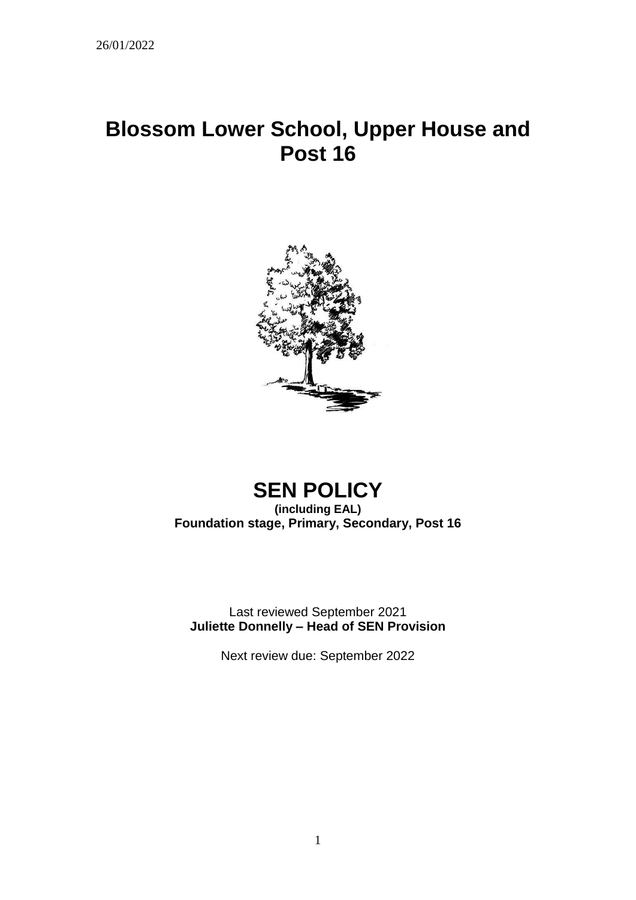26/01/2022

# Blossom Lower School, Upper House and Post 16

# SEN POLICY

**(including EAL)**

**Foundation stage, Primary, Secondary, Post 16**

Last reviewed September 2021

**Juliette Donnelly – Head of SEN Provision**

Next review due: September 2022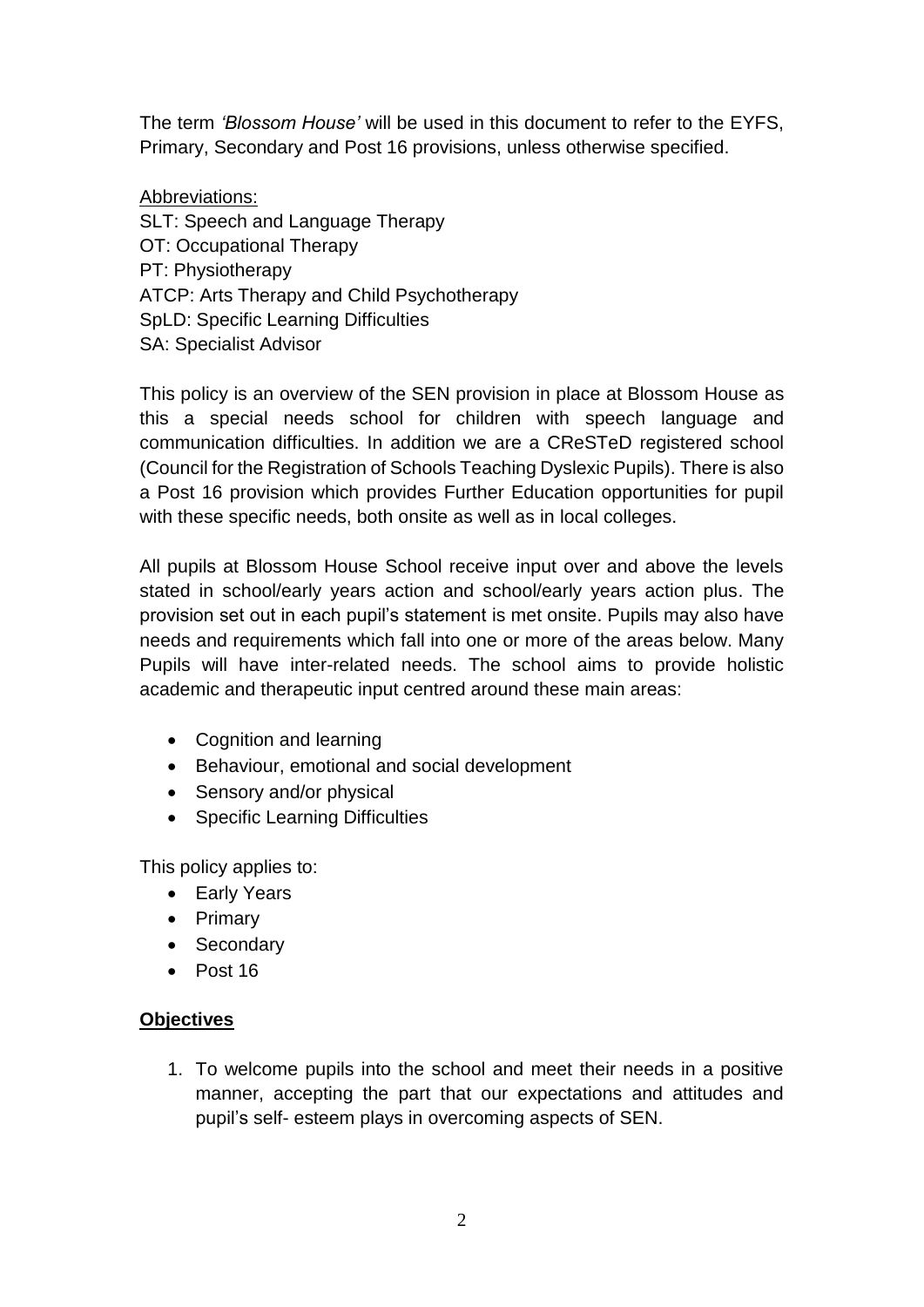The term *'Blossom House'* will be used in this document to refer to the EYFS, Primary, Secondary and Post 16 provisions, unless otherwise specified.

Abbreviations:
SLT: Speech and Language Therapy
OT: Occupational Therapy
PT: Physiotherapy
ATCP: Arts Therapy and Child Psychotherapy
SpLD: Specific Learning Difficulties
SA: Specialist Advisor

This policy is an overview of the SEN provision in place at Blossom House as this a special needs school for children with speech language and communication difficulties. In addition we are a CReSTeD registered school (Council for the Registration of Schools Teaching Dyslexic Pupils). There is also a Post 16 provision which provides Further Education opportunities for pupil with these specific needs, both onsite as well as in local colleges.

All pupils at Blossom House School receive input over and above the levels stated in school/early years action and school/early years action plus. The provision set out in each pupil's statement is met onsite. Pupils may also have needs and requirements which fall into one or more of the areas below. Many Pupils will have inter-related needs. The school aims to provide holistic academic and therapeutic input centred around these main areas:

- Cognition and learning
- Behaviour, emotional and social development
- Sensory and/or physical
- Specific Learning Difficulties

This policy applies to:

- Early Years
- Primary
- Secondary
- Post 16

## Objectives

1. To welcome pupils into the school and meet their needs in a positive manner, accepting the part that our expectations and attitudes and pupil's self- esteem plays in overcoming aspects of SEN.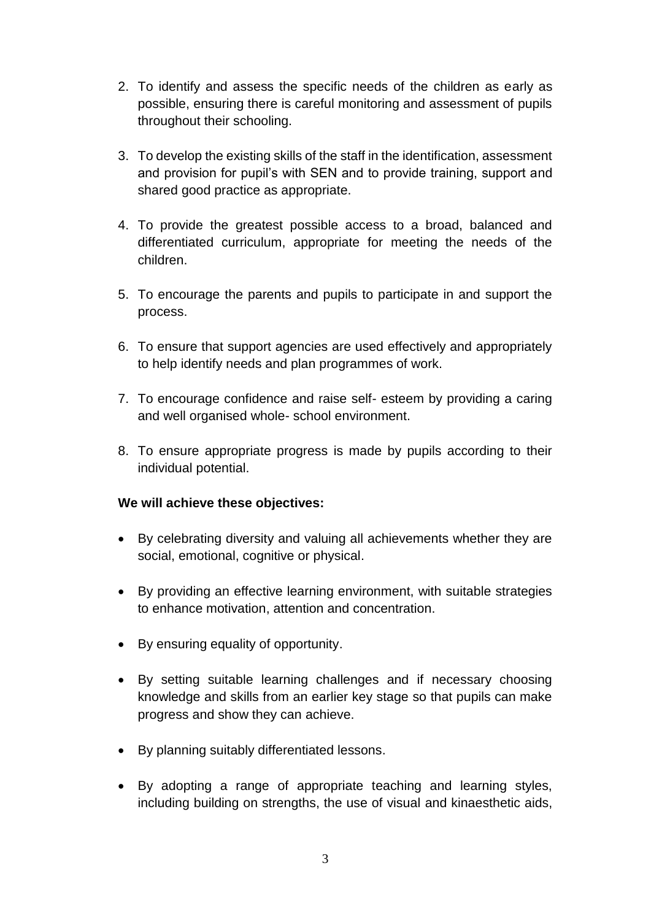2. To identify and assess the specific needs of the children as early as possible, ensuring there is careful monitoring and assessment of pupils throughout their schooling.
3. To develop the existing skills of the staff in the identification, assessment and provision for pupil's with SEN and to provide training, support and shared good practice as appropriate.
4. To provide the greatest possible access to a broad, balanced and differentiated curriculum, appropriate for meeting the needs of the children.
5. To encourage the parents and pupils to participate in and support the process.
6. To ensure that support agencies are used effectively and appropriately to help identify needs and plan programmes of work.
7. To encourage confidence and raise self- esteem by providing a caring and well organised whole- school environment.
8. To ensure appropriate progress is made by pupils according to their individual potential.

**We will achieve these objectives:**

- By celebrating diversity and valuing all achievements whether they are social, emotional, cognitive or physical.
- By providing an effective learning environment, with suitable strategies to enhance motivation, attention and concentration.
- By ensuring equality of opportunity.
- By setting suitable learning challenges and if necessary choosing knowledge and skills from an earlier key stage so that pupils can make progress and show they can achieve.
- By planning suitably differentiated lessons.
- By adopting a range of appropriate teaching and learning styles, including building on strengths, the use of visual and kinaesthetic aids,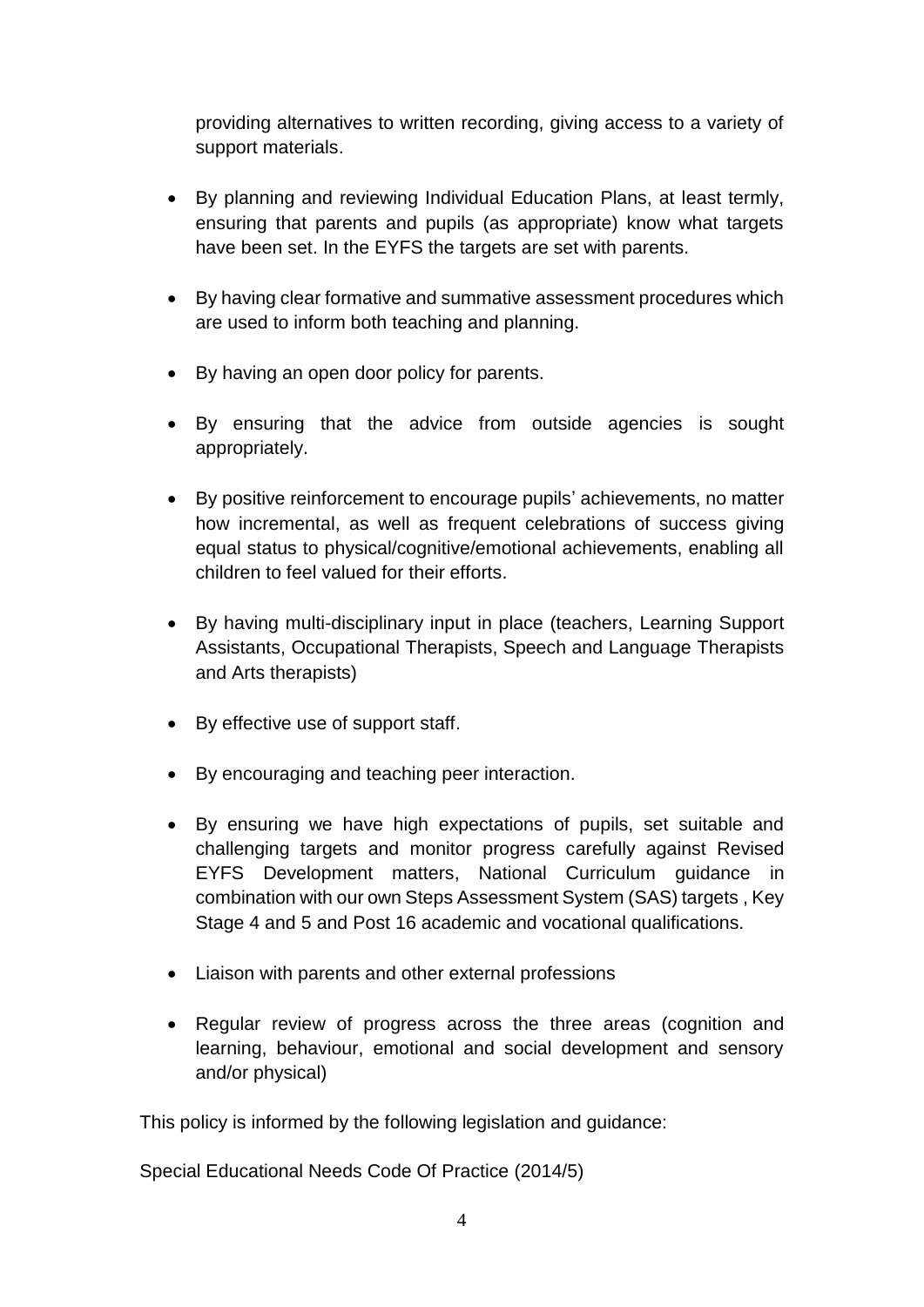providing alternatives to written recording, giving access to a variety of support materials.

- By planning and reviewing Individual Education Plans, at least termly, ensuring that parents and pupils (as appropriate) know what targets have been set. In the EYFS the targets are set with parents.
- By having clear formative and summative assessment procedures which are used to inform both teaching and planning.
- By having an open door policy for parents.
- By ensuring that the advice from outside agencies is sought appropriately.
- By positive reinforcement to encourage pupils' achievements, no matter how incremental, as well as frequent celebrations of success giving equal status to physical/cognitive/emotional achievements, enabling all children to feel valued for their efforts.
- By having multi-disciplinary input in place (teachers, Learning Support Assistants, Occupational Therapists, Speech and Language Therapists and Arts therapists)
- By effective use of support staff.
- By encouraging and teaching peer interaction.
- By ensuring we have high expectations of pupils, set suitable and challenging targets and monitor progress carefully against Revised EYFS Development matters, National Curriculum guidance in combination with our own Steps Assessment System (SAS) targets , Key Stage 4 and 5 and Post 16 academic and vocational qualifications.
- Liaison with parents and other external professions
- Regular review of progress across the three areas (cognition and learning, behaviour, emotional and social development and sensory and/or physical)

This policy is informed by the following legislation and guidance:

Special Educational Needs Code Of Practice (2014/5)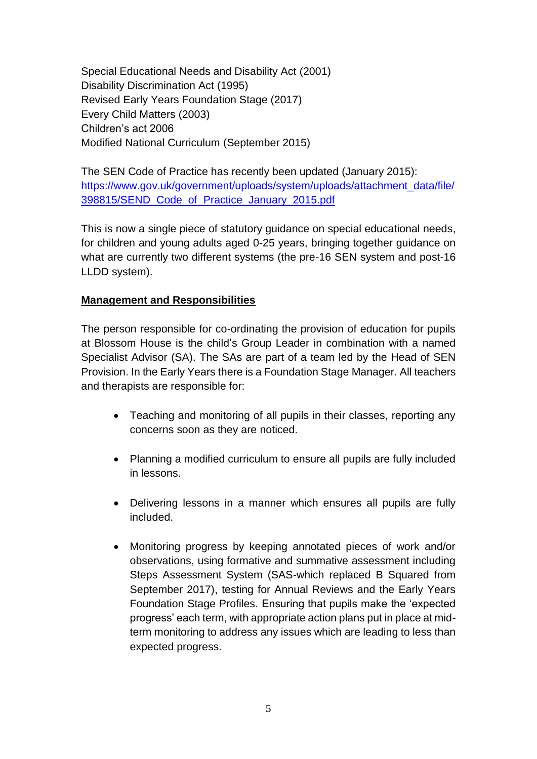Special Educational Needs and Disability Act (2001)
Disability Discrimination Act (1995)
Revised Early Years Foundation Stage (2017)
Every Child Matters (2003)
Children's act 2006
Modified National Curriculum (September 2015)

The SEN Code of Practice has recently been updated (January 2015):
[https://www.gov.uk/government/uploads/system/uploads/attachment_data/file/398815/SEND_Code_of_Practice_January_2015.pdf](https://www.gov.uk/government/uploads/system/uploads/attachment_data/file/398815/SEND_Code_of_Practice_January_2015.pdf)

This is now a single piece of statutory guidance on special educational needs, for children and young adults aged 0-25 years, bringing together guidance on what are currently two different systems (the pre-16 SEN system and post-16 LLDD system).

## Management and Responsibilities

The person responsible for co-ordinating the provision of education for pupils at Blossom House is the child's Group Leader in combination with a named Specialist Advisor (SA). The SAs are part of a team led by the Head of SEN Provision. In the Early Years there is a Foundation Stage Manager. All teachers and therapists are responsible for:

- Teaching and monitoring of all pupils in their classes, reporting any concerns soon as they are noticed.

- Planning a modified curriculum to ensure all pupils are fully included in lessons.

- Delivering lessons in a manner which ensures all pupils are fully included.

- Monitoring progress by keeping annotated pieces of work and/or observations, using formative and summative assessment including Steps Assessment System (SAS-which replaced B Squared from September 2017), testing for Annual Reviews and the Early Years Foundation Stage Profiles. Ensuring that pupils make the 'expected progress' each term, with appropriate action plans put in place at mid-term monitoring to address any issues which are leading to less than expected progress.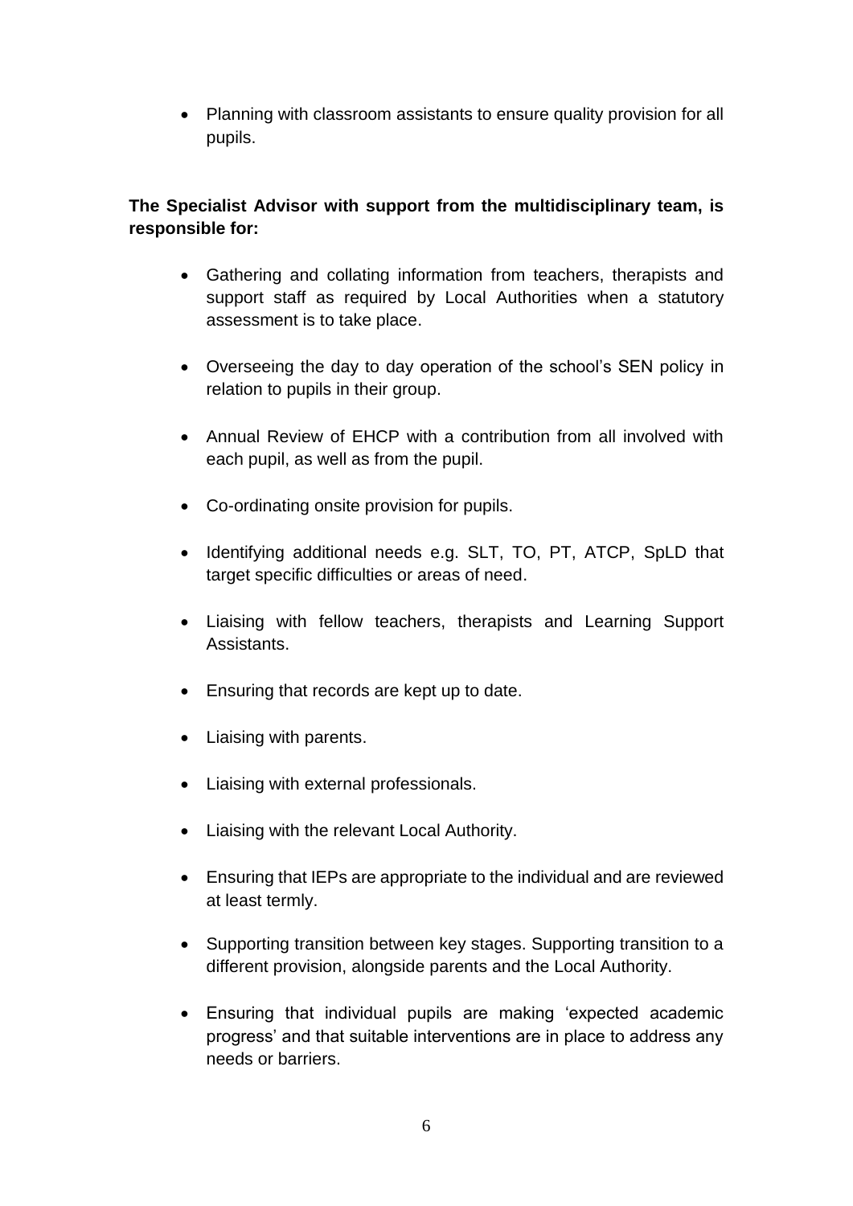- Planning with classroom assistants to ensure quality provision for all pupils.

**The Specialist Advisor with support from the multidisciplinary team, is responsible for:**

- Gathering and collating information from teachers, therapists and support staff as required by Local Authorities when a statutory assessment is to take place.
- Overseeing the day to day operation of the school's SEN policy in relation to pupils in their group.
- Annual Review of EHCP with a contribution from all involved with each pupil, as well as from the pupil.
- Co-ordinating onsite provision for pupils.
- Identifying additional needs e.g. SLT, TO, PT, ATCP, SpLD that target specific difficulties or areas of need.
- Liaising with fellow teachers, therapists and Learning Support Assistants.
- Ensuring that records are kept up to date.
- Liaising with parents.
- Liaising with external professionals.
- Liaising with the relevant Local Authority.
- Ensuring that IEPs are appropriate to the individual and are reviewed at least termly.
- Supporting transition between key stages. Supporting transition to a different provision, alongside parents and the Local Authority.
- Ensuring that individual pupils are making 'expected academic progress' and that suitable interventions are in place to address any needs or barriers.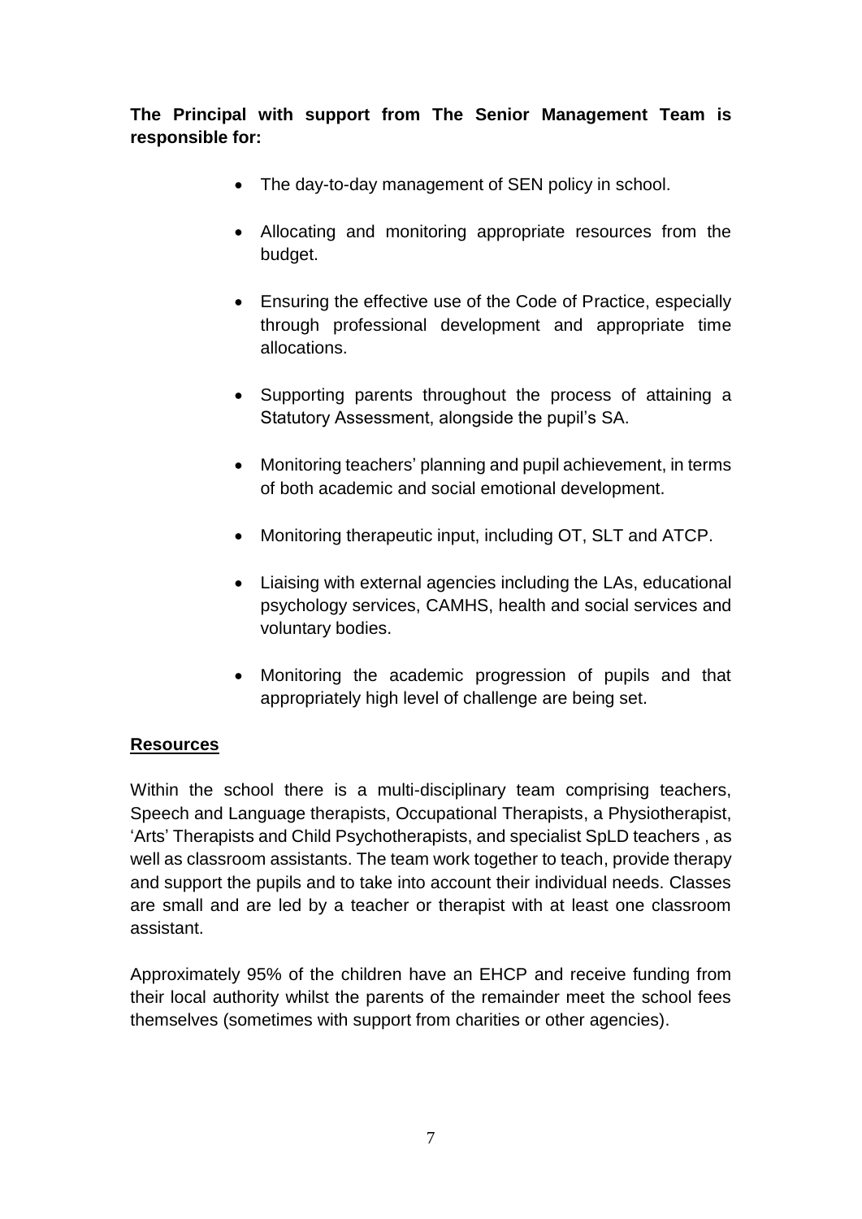**The Principal with support from The Senior Management Team is responsible for:**

- The day-to-day management of SEN policy in school.
- Allocating and monitoring appropriate resources from the budget.
- Ensuring the effective use of the Code of Practice, especially through professional development and appropriate time allocations.
- Supporting parents throughout the process of attaining a Statutory Assessment, alongside the pupil's SA.
- Monitoring teachers' planning and pupil achievement, in terms of both academic and social emotional development.
- Monitoring therapeutic input, including OT, SLT and ATCP.
- Liaising with external agencies including the LAs, educational psychology services, CAMHS, health and social services and voluntary bodies.
- Monitoring the academic progression of pupils and that appropriately high level of challenge are being set.

## Resources

Within the school there is a multi-disciplinary team comprising teachers, Speech and Language therapists, Occupational Therapists, a Physiotherapist, 'Arts' Therapists and Child Psychotherapists, and specialist SpLD teachers , as well as classroom assistants. The team work together to teach, provide therapy and support the pupils and to take into account their individual needs. Classes are small and are led by a teacher or therapist with at least one classroom assistant.

Approximately 95% of the children have an EHCP and receive funding from their local authority whilst the parents of the remainder meet the school fees themselves (sometimes with support from charities or other agencies).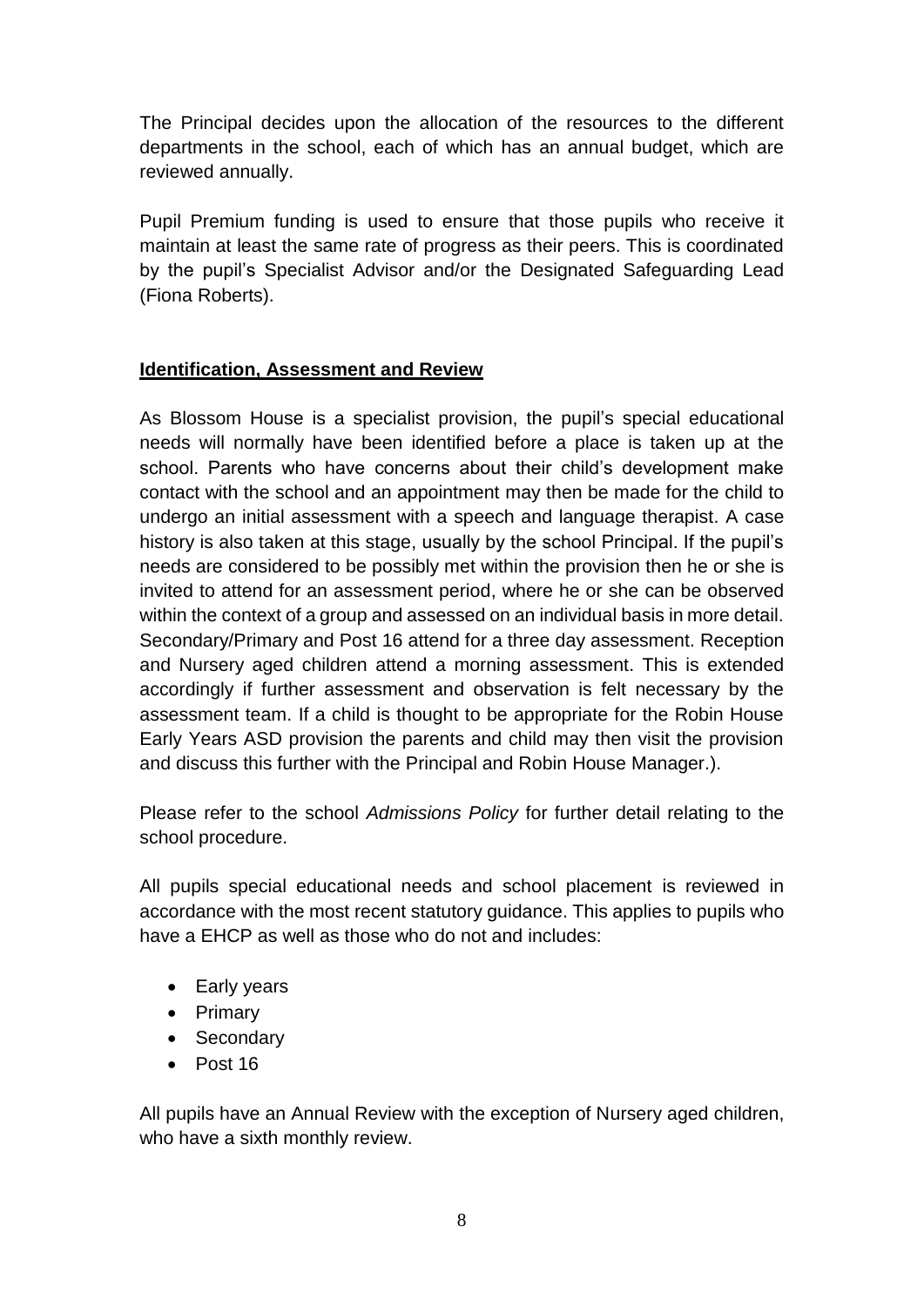The Principal decides upon the allocation of the resources to the different departments in the school, each of which has an annual budget, which are reviewed annually.

Pupil Premium funding is used to ensure that those pupils who receive it maintain at least the same rate of progress as their peers. This is coordinated by the pupil's Specialist Advisor and/or the Designated Safeguarding Lead (Fiona Roberts).

## **Identification, Assessment and Review**

As Blossom House is a specialist provision, the pupil's special educational needs will normally have been identified before a place is taken up at the school. Parents who have concerns about their child's development make contact with the school and an appointment may then be made for the child to undergo an initial assessment with a speech and language therapist. A case history is also taken at this stage, usually by the school Principal. If the pupil's needs are considered to be possibly met within the provision then he or she is invited to attend for an assessment period, where he or she can be observed within the context of a group and assessed on an individual basis in more detail. Secondary/Primary and Post 16 attend for a three day assessment. Reception and Nursery aged children attend a morning assessment. This is extended accordingly if further assessment and observation is felt necessary by the assessment team. If a child is thought to be appropriate for the Robin House Early Years ASD provision the parents and child may then visit the provision and discuss this further with the Principal and Robin House Manager.).

Please refer to the school *Admissions Policy* for further detail relating to the school procedure.

All pupils special educational needs and school placement is reviewed in accordance with the most recent statutory guidance. This applies to pupils who have a EHCP as well as those who do not and includes:

- Early years
- Primary
- Secondary
- Post 16

All pupils have an Annual Review with the exception of Nursery aged children, who have a sixth monthly review.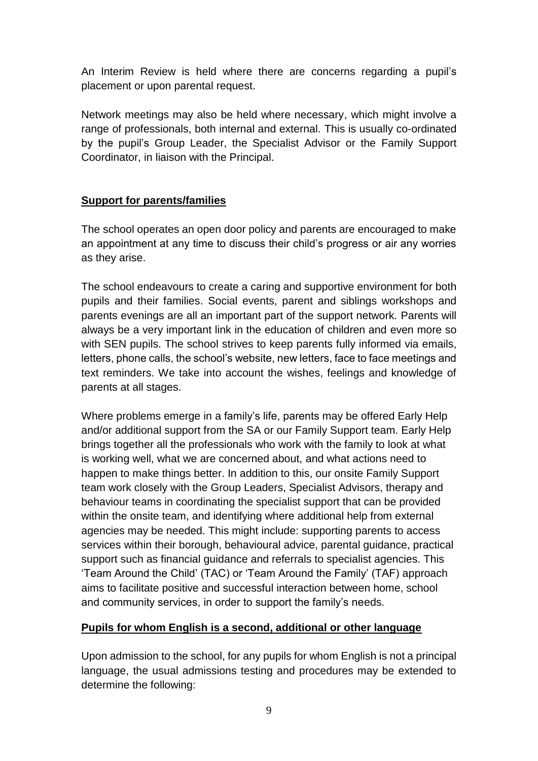An Interim Review is held where there are concerns regarding a pupil's placement or upon parental request.

Network meetings may also be held where necessary, which might involve a range of professionals, both internal and external. This is usually co-ordinated by the pupil's Group Leader, the Specialist Advisor or the Family Support Coordinator, in liaison with the Principal.

## Support for parents/families

The school operates an open door policy and parents are encouraged to make an appointment at any time to discuss their child's progress or air any worries as they arise.

The school endeavours to create a caring and supportive environment for both pupils and their families. Social events, parent and siblings workshops and parents evenings are all an important part of the support network. Parents will always be a very important link in the education of children and even more so with SEN pupils. The school strives to keep parents fully informed via emails, letters, phone calls, the school's website, new letters, face to face meetings and text reminders. We take into account the wishes, feelings and knowledge of parents at all stages.

Where problems emerge in a family's life, parents may be offered Early Help and/or additional support from the SA or our Family Support team. Early Help brings together all the professionals who work with the family to look at what is working well, what we are concerned about, and what actions need to happen to make things better. In addition to this, our onsite Family Support team work closely with the Group Leaders, Specialist Advisors, therapy and behaviour teams in coordinating the specialist support that can be provided within the onsite team, and identifying where additional help from external agencies may be needed. This might include: supporting parents to access services within their borough, behavioural advice, parental guidance, practical support such as financial guidance and referrals to specialist agencies. This 'Team Around the Child' (TAC) or 'Team Around the Family' (TAF) approach aims to facilitate positive and successful interaction between home, school and community services, in order to support the family's needs.

## Pupils for whom English is a second, additional or other language

Upon admission to the school, for any pupils for whom English is not a principal language, the usual admissions testing and procedures may be extended to determine the following: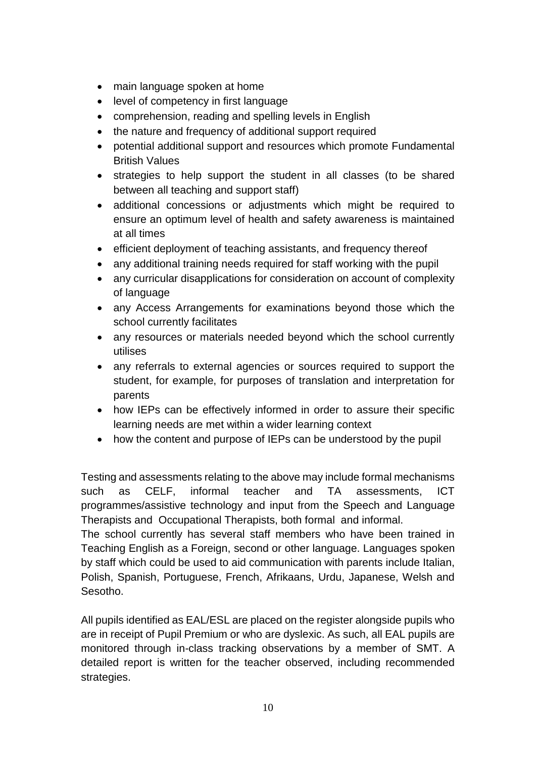- main language spoken at home
- level of competency in first language
- comprehension, reading and spelling levels in English
- the nature and frequency of additional support required
- potential additional support and resources which promote Fundamental British Values
- strategies to help support the student in all classes (to be shared between all teaching and support staff)
- additional concessions or adjustments which might be required to ensure an optimum level of health and safety awareness is maintained at all times
- efficient deployment of teaching assistants, and frequency thereof
- any additional training needs required for staff working with the pupil
- any curricular disapplications for consideration on account of complexity of language
- any Access Arrangements for examinations beyond those which the school currently facilitates
- any resources or materials needed beyond which the school currently utilises
- any referrals to external agencies or sources required to support the student, for example, for purposes of translation and interpretation for parents
- how IEPs can be effectively informed in order to assure their specific learning needs are met within a wider learning context
- how the content and purpose of IEPs can be understood by the pupil

Testing and assessments relating to the above may include formal mechanisms such as CELF, informal teacher and TA assessments, ICT programmes/assistive technology and input from the Speech and Language Therapists and Occupational Therapists, both formal and informal.
The school currently has several staff members who have been trained in Teaching English as a Foreign, second or other language. Languages spoken by staff which could be used to aid communication with parents include Italian, Polish, Spanish, Portuguese, French, Afrikaans, Urdu, Japanese, Welsh and Sesotho.

All pupils identified as EAL/ESL are placed on the register alongside pupils who are in receipt of Pupil Premium or who are dyslexic. As such, all EAL pupils are monitored through in-class tracking observations by a member of SMT. A detailed report is written for the teacher observed, including recommended strategies.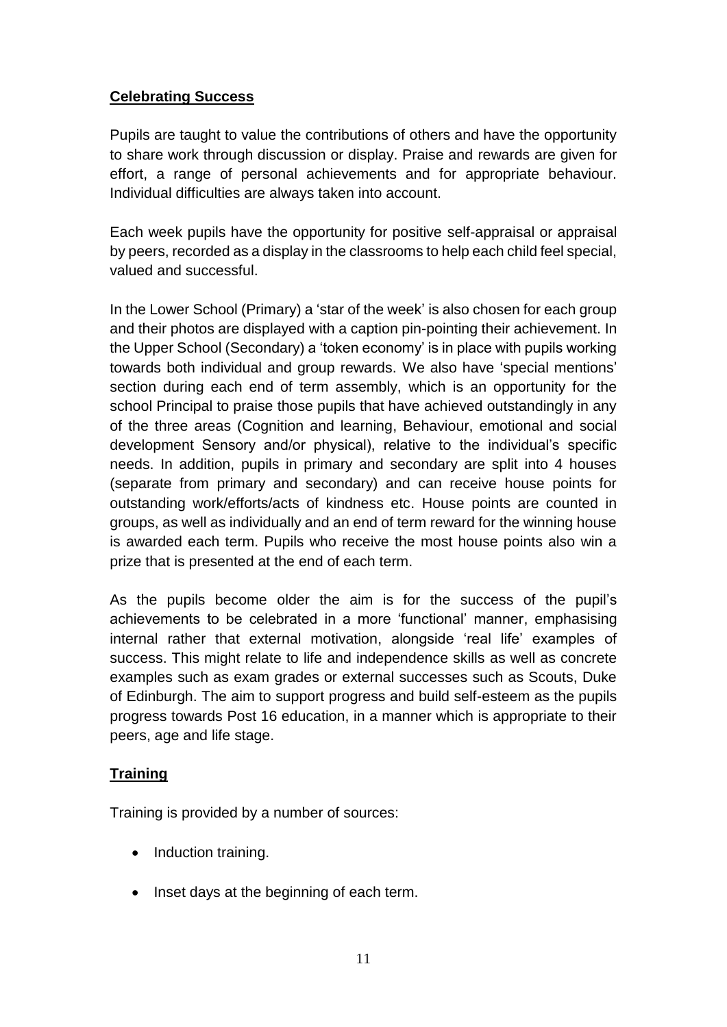**Celebrating Success**

Pupils are taught to value the contributions of others and have the opportunity to share work through discussion or display. Praise and rewards are given for effort, a range of personal achievements and for appropriate behaviour. Individual difficulties are always taken into account.

Each week pupils have the opportunity for positive self-appraisal or appraisal by peers, recorded as a display in the classrooms to help each child feel special, valued and successful.

In the Lower School (Primary) a 'star of the week' is also chosen for each group and their photos are displayed with a caption pin-pointing their achievement. In the Upper School (Secondary) a 'token economy' is in place with pupils working towards both individual and group rewards. We also have 'special mentions' section during each end of term assembly, which is an opportunity for the school Principal to praise those pupils that have achieved outstandingly in any of the three areas (Cognition and learning, Behaviour, emotional and social development Sensory and/or physical), relative to the individual's specific needs. In addition, pupils in primary and secondary are split into 4 houses (separate from primary and secondary) and can receive house points for outstanding work/efforts/acts of kindness etc. House points are counted in groups, as well as individually and an end of term reward for the winning house is awarded each term. Pupils who receive the most house points also win a prize that is presented at the end of each term.

As the pupils become older the aim is for the success of the pupil's achievements to be celebrated in a more 'functional' manner, emphasising internal rather that external motivation, alongside 'real life' examples of success. This might relate to life and independence skills as well as concrete examples such as exam grades or external successes such as Scouts, Duke of Edinburgh. The aim to support progress and build self-esteem as the pupils progress towards Post 16 education, in a manner which is appropriate to their peers, age and life stage.

**Training**

Training is provided by a number of sources:

- Induction training.
- Inset days at the beginning of each term.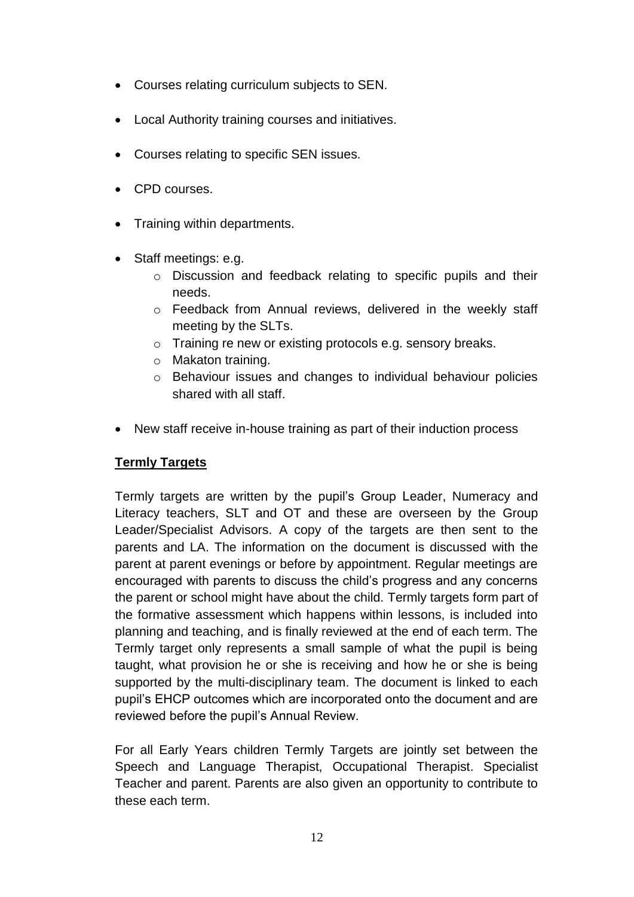- Courses relating curriculum subjects to SEN.
- Local Authority training courses and initiatives.
- Courses relating to specific SEN issues.
- CPD courses.
- Training within departments.
- Staff meetings: e.g.
  - Discussion and feedback relating to specific pupils and their needs.
  - Feedback from Annual reviews, delivered in the weekly staff meeting by the SLTs.
  - Training re new or existing protocols e.g. sensory breaks.
  - Makaton training.
  - Behaviour issues and changes to individual behaviour policies shared with all staff.
- New staff receive in-house training as part of their induction process

**<u>Termly Targets</u>**

Termly targets are written by the pupil's Group Leader, Numeracy and Literacy teachers, SLT and OT and these are overseen by the Group Leader/Specialist Advisors. A copy of the targets are then sent to the parents and LA. The information on the document is discussed with the parent at parent evenings or before by appointment. Regular meetings are encouraged with parents to discuss the child's progress and any concerns the parent or school might have about the child. Termly targets form part of the formative assessment which happens within lessons, is included into planning and teaching, and is finally reviewed at the end of each term. The Termly target only represents a small sample of what the pupil is being taught, what provision he or she is receiving and how he or she is being supported by the multi-disciplinary team. The document is linked to each pupil's EHCP outcomes which are incorporated onto the document and are reviewed before the pupil's Annual Review.

For all Early Years children Termly Targets are jointly set between the Speech and Language Therapist, Occupational Therapist. Specialist Teacher and parent. Parents are also given an opportunity to contribute to these each term.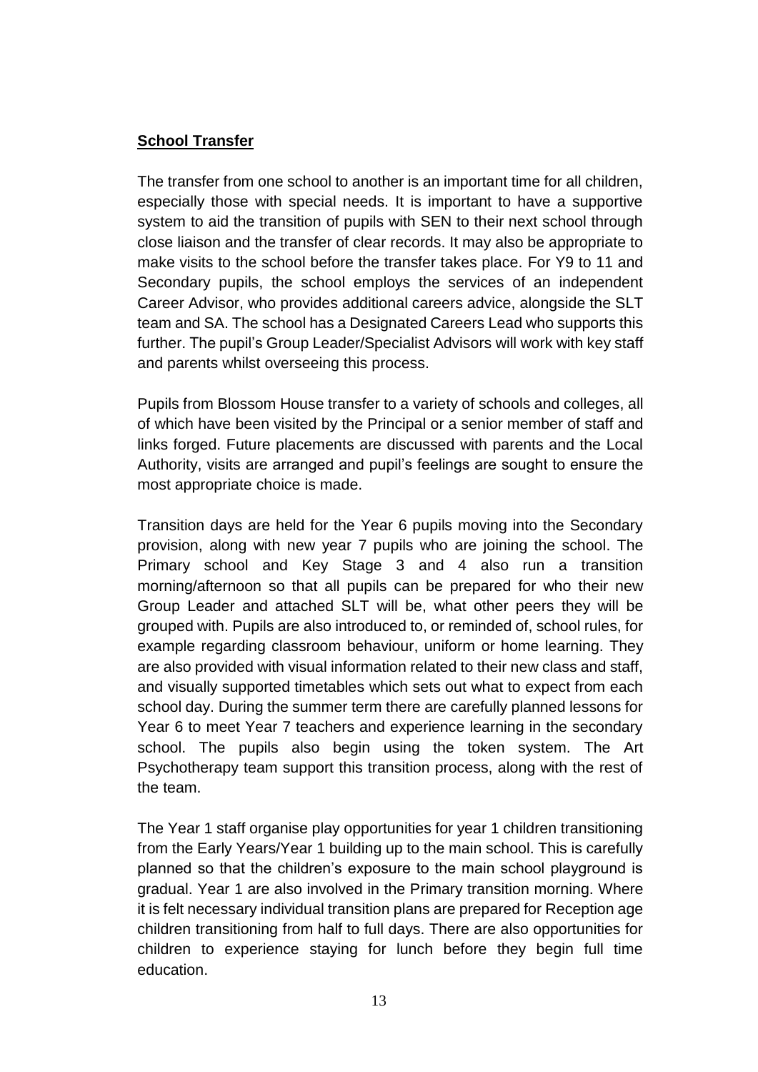## **School Transfer**

The transfer from one school to another is an important time for all children, especially those with special needs. It is important to have a supportive system to aid the transition of pupils with SEN to their next school through close liaison and the transfer of clear records. It may also be appropriate to make visits to the school before the transfer takes place. For Y9 to 11 and Secondary pupils, the school employs the services of an independent Career Advisor, who provides additional careers advice, alongside the SLT team and SA. The school has a Designated Careers Lead who supports this further. The pupil's Group Leader/Specialist Advisors will work with key staff and parents whilst overseeing this process.

Pupils from Blossom House transfer to a variety of schools and colleges, all of which have been visited by the Principal or a senior member of staff and links forged. Future placements are discussed with parents and the Local Authority, visits are arranged and pupil's feelings are sought to ensure the most appropriate choice is made.

Transition days are held for the Year 6 pupils moving into the Secondary provision, along with new year 7 pupils who are joining the school. The Primary school and Key Stage 3 and 4 also run a transition morning/afternoon so that all pupils can be prepared for who their new Group Leader and attached SLT will be, what other peers they will be grouped with. Pupils are also introduced to, or reminded of, school rules, for example regarding classroom behaviour, uniform or home learning. They are also provided with visual information related to their new class and staff, and visually supported timetables which sets out what to expect from each school day. During the summer term there are carefully planned lessons for Year 6 to meet Year 7 teachers and experience learning in the secondary school. The pupils also begin using the token system. The Art Psychotherapy team support this transition process, along with the rest of the team.

The Year 1 staff organise play opportunities for year 1 children transitioning from the Early Years/Year 1 building up to the main school. This is carefully planned so that the children's exposure to the main school playground is gradual. Year 1 are also involved in the Primary transition morning. Where it is felt necessary individual transition plans are prepared for Reception age children transitioning from half to full days. There are also opportunities for children to experience staying for lunch before they begin full time education.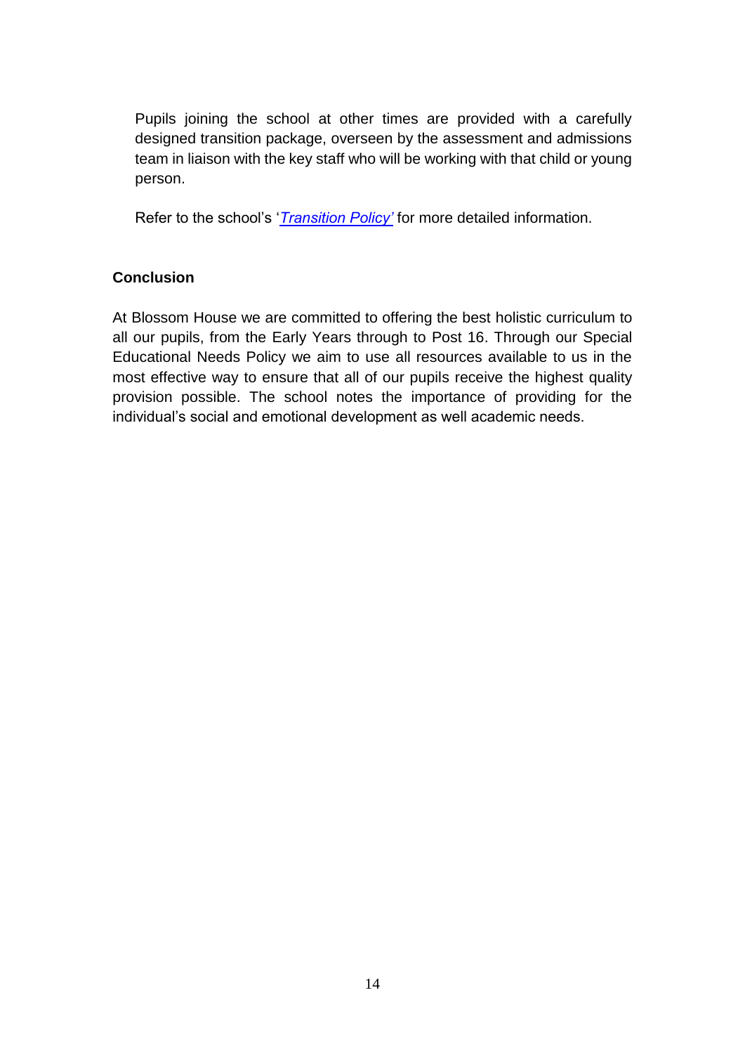Pupils joining the school at other times are provided with a carefully designed transition package, overseen by the assessment and admissions team in liaison with the key staff who will be working with that child or young person.

Refer to the school's '*Transition Policy'* for more detailed information.

**Conclusion**

At Blossom House we are committed to offering the best holistic curriculum to all our pupils, from the Early Years through to Post 16. Through our Special Educational Needs Policy we aim to use all resources available to us in the most effective way to ensure that all of our pupils receive the highest quality provision possible. The school notes the importance of providing for the individual's social and emotional development as well academic needs.